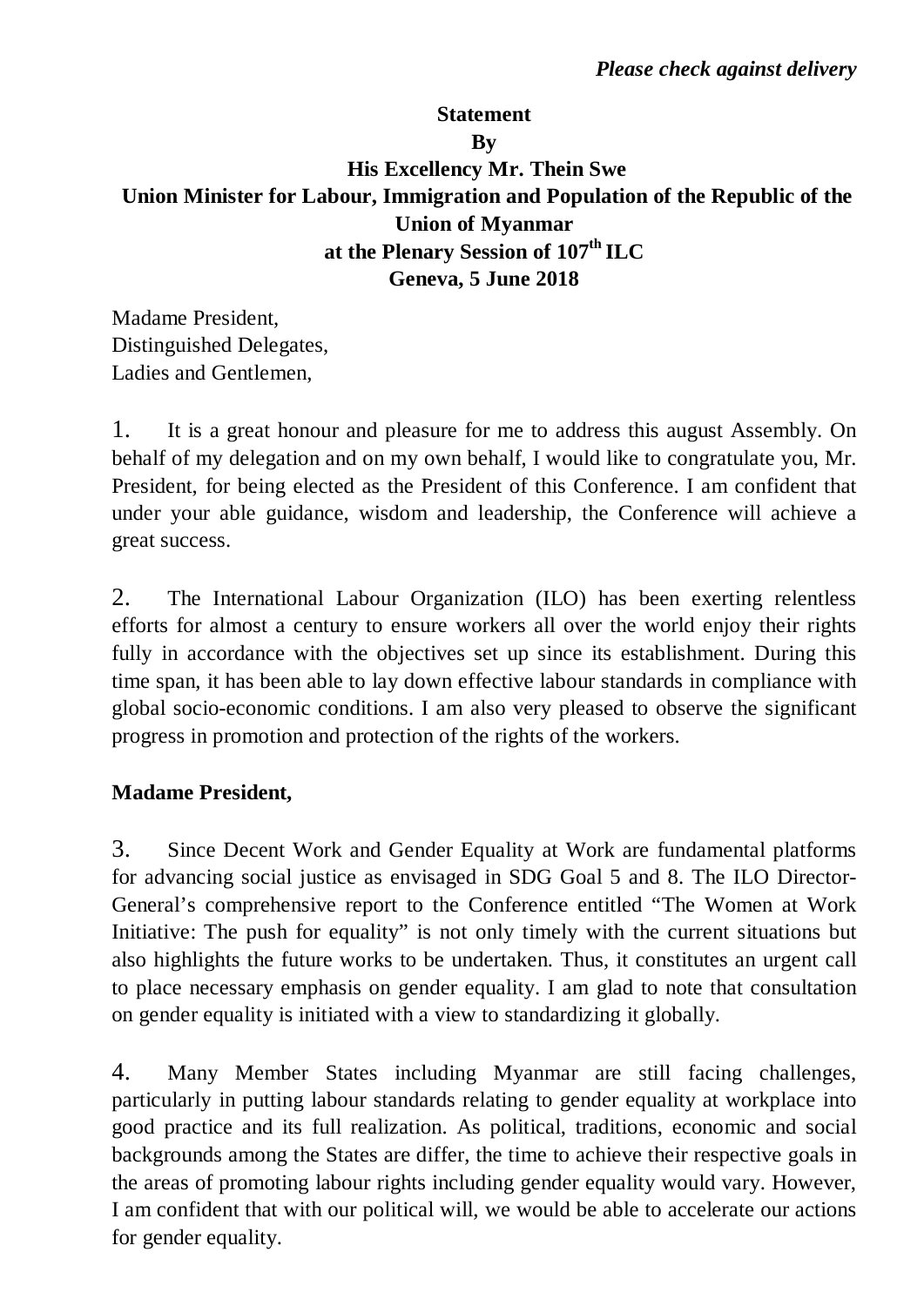*Please check against delivery*

**Statement**
**By**
**His Excellency Mr. Thein Swe**
**Union Minister for Labour, Immigration and Population of the Republic of the Union of Myanmar**
**at the Plenary Session of 107th ILC**
**Geneva, 5 June 2018**

Madame President,
Distinguished Delegates,
Ladies and Gentlemen,

1. It is a great honour and pleasure for me to address this august Assembly. On behalf of my delegation and on my own behalf, I would like to congratulate you, Mr. President, for being elected as the President of this Conference. I am confident that under your able guidance, wisdom and leadership, the Conference will achieve a great success.

2. The International Labour Organization (ILO) has been exerting relentless efforts for almost a century to ensure workers all over the world enjoy their rights fully in accordance with the objectives set up since its establishment. During this time span, it has been able to lay down effective labour standards in compliance with global socio-economic conditions. I am also very pleased to observe the significant progress in promotion and protection of the rights of the workers.

**Madame President,**

3. Since Decent Work and Gender Equality at Work are fundamental platforms for advancing social justice as envisaged in SDG Goal 5 and 8. The ILO Director-General's comprehensive report to the Conference entitled "The Women at Work Initiative: The push for equality" is not only timely with the current situations but also highlights the future works to be undertaken. Thus, it constitutes an urgent call to place necessary emphasis on gender equality. I am glad to note that consultation on gender equality is initiated with a view to standardizing it globally.

4. Many Member States including Myanmar are still facing challenges, particularly in putting labour standards relating to gender equality at workplace into good practice and its full realization. As political, traditions, economic and social backgrounds among the States are differ, the time to achieve their respective goals in the areas of promoting labour rights including gender equality would vary. However, I am confident that with our political will, we would be able to accelerate our actions for gender equality.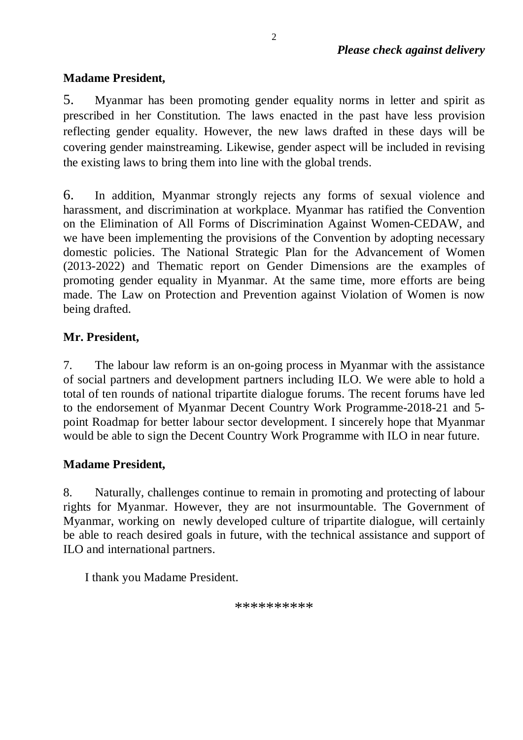*Please check against delivery*

**Madame President,**

5. Myanmar has been promoting gender equality norms in letter and spirit as prescribed in her Constitution. The laws enacted in the past have less provision reflecting gender equality. However, the new laws drafted in these days will be covering gender mainstreaming. Likewise, gender aspect will be included in revising the existing laws to bring them into line with the global trends.

6. In addition, Myanmar strongly rejects any forms of sexual violence and harassment, and discrimination at workplace. Myanmar has ratified the Convention on the Elimination of All Forms of Discrimination Against Women-CEDAW, and we have been implementing the provisions of the Convention by adopting necessary domestic policies. The National Strategic Plan for the Advancement of Women (2013-2022) and Thematic report on Gender Dimensions are the examples of promoting gender equality in Myanmar. At the same time, more efforts are being made. The Law on Protection and Prevention against Violation of Women is now being drafted.

**Mr. President,**

7. The labour law reform is an on-going process in Myanmar with the assistance of social partners and development partners including ILO. We were able to hold a total of ten rounds of national tripartite dialogue forums. The recent forums have led to the endorsement of Myanmar Decent Country Work Programme-2018-21 and 5-point Roadmap for better labour sector development. I sincerely hope that Myanmar would be able to sign the Decent Country Work Programme with ILO in near future.

**Madame President,**

8. Naturally, challenges continue to remain in promoting and protecting of labour rights for Myanmar. However, they are not insurmountable. The Government of Myanmar, working on newly developed culture of tripartite dialogue, will certainly be able to reach desired goals in future, with the technical assistance and support of ILO and international partners.

I thank you Madame President.

**********